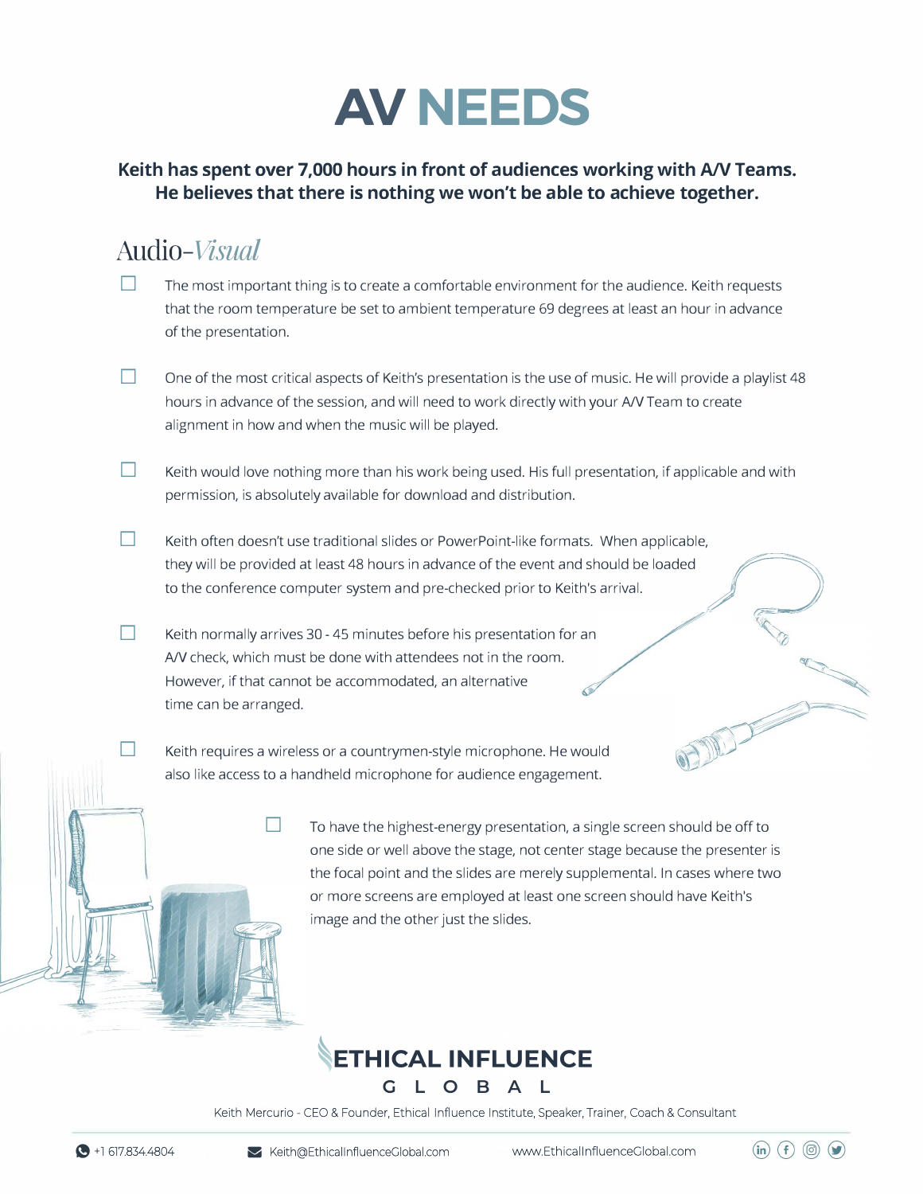# AV NEEDS

**Keith has spent over 7,000 hours in front of audiences working with A/V Teams. He believes that there is nothing we won't be able to achieve together.**

## Audio-*Visual*

- [ ] The most important thing is to create a comfortable environment for the audience. Keith requests that the room temperature be set to ambient temperature 69 degrees at least an hour in advance of the presentation.

- [ ] One of the most critical aspects of Keith's presentation is the use of music. He will provide a playlist 48 hours in advance of the session, and will need to work directly with your A/V Team to create alignment in how and when the music will be played.

- [ ] Keith would love nothing more than his work being used. His full presentation, if applicable and with permission, is absolutely available for download and distribution.

- [ ] Keith often doesn't use traditional slides or PowerPoint-like formats. When applicable, they will be provided at least 48 hours in advance of the event and should be loaded to the conference computer system and pre-checked prior to Keith's arrival.

- [ ] Keith normally arrives 30 - 45 minutes before his presentation for an A/V check, which must be done with attendees not in the room. However, if that cannot be accommodated, an alternative time can be arranged.

- [ ] Keith requires a wireless or a countrymen-style microphone. He would also like access to a handheld microphone for audience engagement.

- [ ] To have the highest-energy presentation, a single screen should be off to one side or well above the stage, not center stage because the presenter is the focal point and the slides are merely supplemental. In cases where two or more screens are employed at least one screen should have Keith's image and the other just the slides.

**ETHICAL INFLUENCE GLOBAL**

Keith Mercurio - CEO & Founder, Ethical Influence Institute, Speaker, Trainer, Coach & Consultant

+1 617.834.4804 | Keith@EthicalInfluenceGlobal.com | www.EthicalInfluenceGlobal.com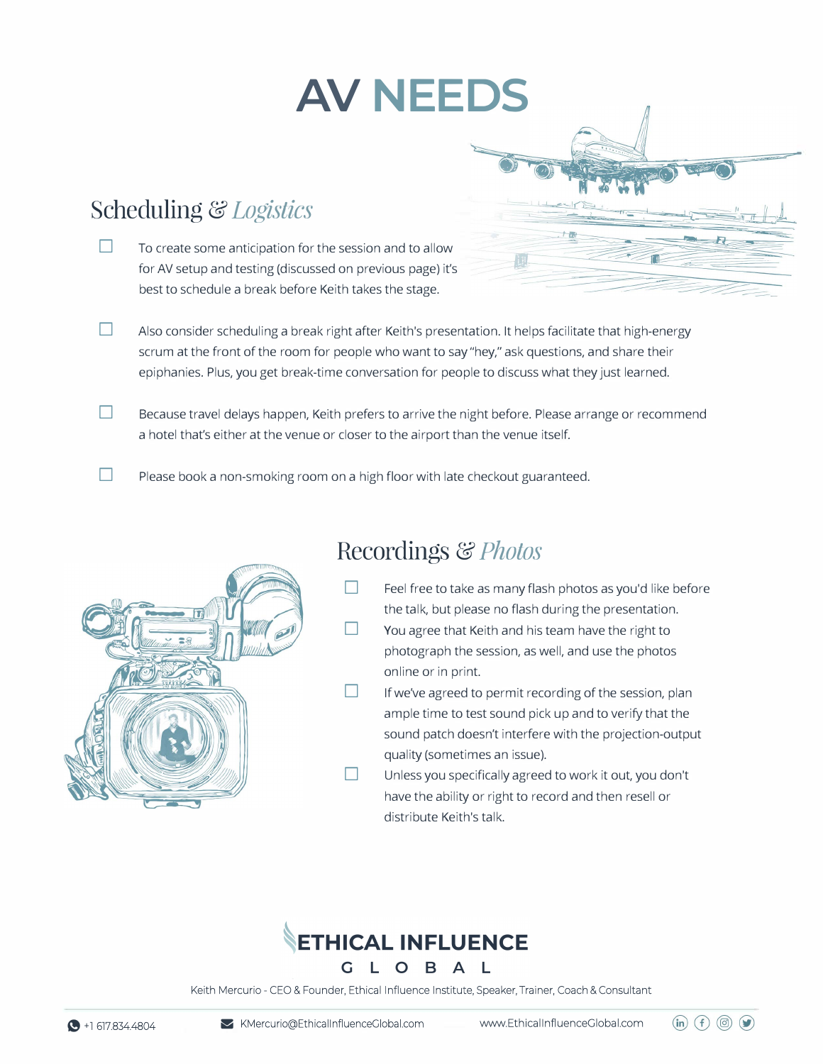# AV NEEDS

## Scheduling & *Logistics*

- ☐ To create some anticipation for the session and to allow for AV setup and testing (discussed on previous page) it's best to schedule a break before Keith takes the stage.
- ☐ Also consider scheduling a break right after Keith's presentation. It helps facilitate that high-energy scrum at the front of the room for people who want to say "hey," ask questions, and share their epiphanies. Plus, you get break-time conversation for people to discuss what they just learned.
- ☐ Because travel delays happen, Keith prefers to arrive the night before. Please arrange or recommend a hotel that's either at the venue or closer to the airport than the venue itself.
- ☐ Please book a non-smoking room on a high floor with late checkout guaranteed.

## Recordings & *Photos*

- ☐ Feel free to take as many flash photos as you'd like before the talk, but please no flash during the presentation.
- ☐ You agree that Keith and his team have the right to photograph the session, as well, and use the photos online or in print.
- ☐ If we've agreed to permit recording of the session, plan ample time to test sound pick up and to verify that the sound patch doesn't interfere with the projection-output quality (sometimes an issue).
- ☐ Unless you specifically agreed to work it out, you don't have the ability or right to record and then resell or distribute Keith's talk.

**ETHICAL INFLUENCE GLOBAL**

Keith Mercurio - CEO & Founder, Ethical Influence Institute, Speaker, Trainer, Coach & Consultant

+1 617.834.4804 | KMercurio@EthicalInfluenceGlobal.com | www.EthicalInfluenceGlobal.com